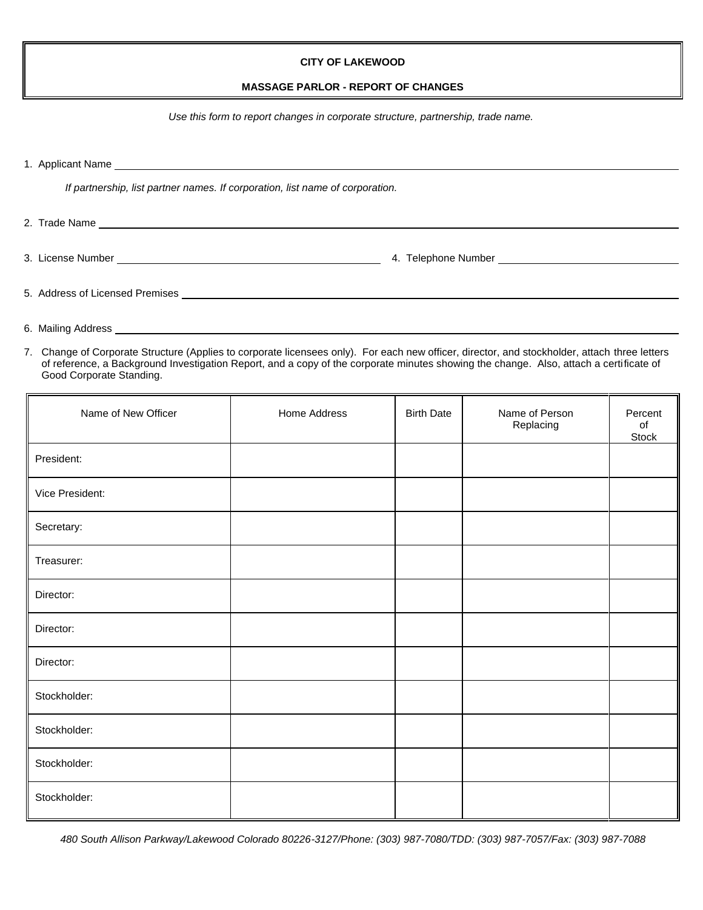# CITY OF LAKEWOOD

## MASSAGE PARLOR - REPORT OF CHANGES

*Use this form to report changes in corporate structure, partnership, trade name.*

1. Applicant Name ____________________________________________

   *If partnership, list partner names. If corporation, list name of corporation.*

2. Trade Name ____________________________________________

3. License Number ______________________ 4. Telephone Number ______________________

5. Address of Licensed Premises ____________________________________________

6. Mailing Address ____________________________________________

7. Change of Corporate Structure (Applies to corporate licensees only). For each new officer, director, and stockholder, attach three letters of reference, a Background Investigation Report, and a copy of the corporate minutes showing the change. Also, attach a certificate of Good Corporate Standing.

| Name of New Officer | Home Address | Birth Date | Name of Person Replacing | Percent of Stock |
|---|---|---|---|---|
| President: | | | | |
| Vice President: | | | | |
| Secretary: | | | | |
| Treasurer: | | | | |
| Director: | | | | |
| Director: | | | | |
| Director: | | | | |
| Stockholder: | | | | |
| Stockholder: | | | | |
| Stockholder: | | | | |
| Stockholder: | | | | |

*480 South Allison Parkway/Lakewood Colorado 80226-3127/Phone: (303) 987-7080/TDD: (303) 987-7057/Fax: (303) 987-7088*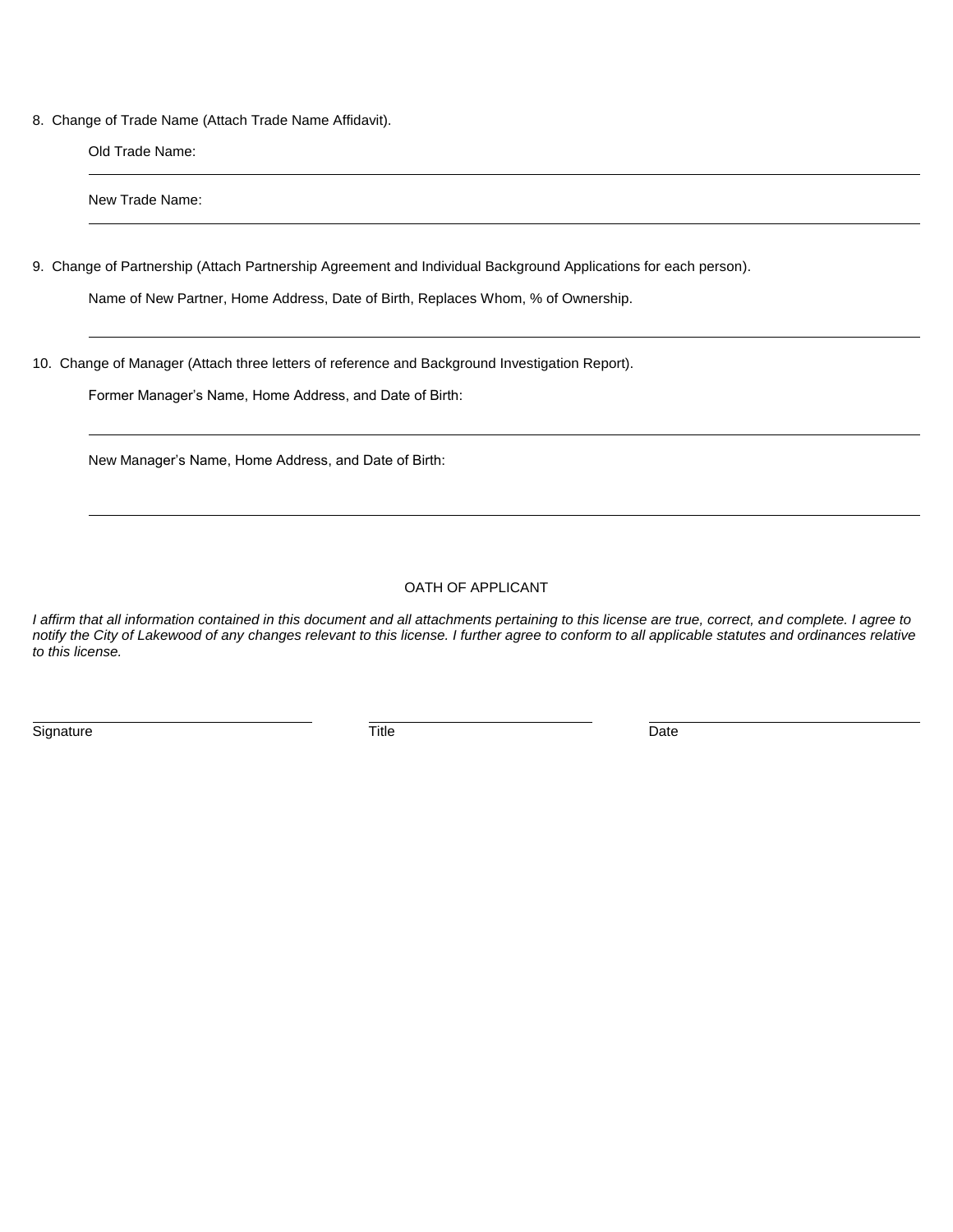8. Change of Trade Name (Attach Trade Name Affidavit).

   Old Trade Name:

   ______________________________________________________________________

   New Trade Name:

   ______________________________________________________________________

9. Change of Partnership (Attach Partnership Agreement and Individual Background Applications for each person).

   Name of New Partner, Home Address, Date of Birth, Replaces Whom, % of Ownership.

   ______________________________________________________________________

10. Change of Manager (Attach three letters of reference and Background Investigation Report).

    Former Manager's Name, Home Address, and Date of Birth:

    ______________________________________________________________________

    New Manager's Name, Home Address, and Date of Birth:

    ______________________________________________________________________

## OATH OF APPLICANT

*I affirm that all information contained in this document and all attachments pertaining to this license are true, correct, and complete. I agree to notify the City of Lakewood of any changes relevant to this license. I further agree to conform to all applicable statutes and ordinances relative to this license.*

| | | |
|---|---|---|
| ______________________ | ______________________ | ______________________ |
| Signature | Title | Date |